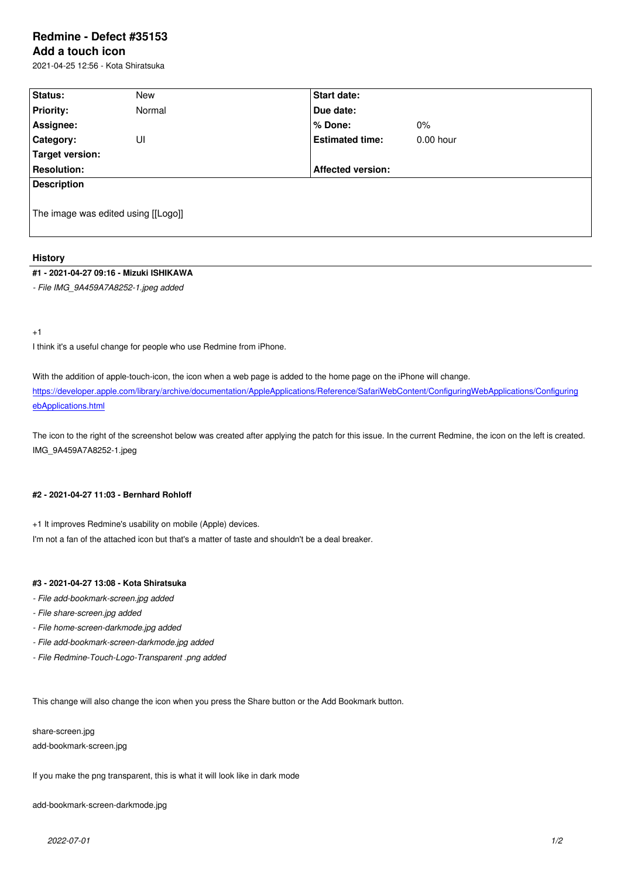# Redmine - Defect #35153
## Add a touch icon

2021-04-25 12:56 - Kota Shiratsuka

| Status: | New | Start date: | |
|---|---|---|---|
| Priority: | Normal | Due date: | |
| Assignee: | | % Done: | 0% |
| Category: | UI | Estimated time: | 0.00 hour |
| Target version: | | | |
| Resolution: | | Affected version: | |

**Description**

The image was edited using [[Logo]]

### History

#### #1 - 2021-04-27 09:16 - Mizuki ISHIKAWA

*- File IMG_9A459A7A8252-1.jpeg added*

+1
I think it's a useful change for people who use Redmine from iPhone.

With the addition of apple-touch-icon, the icon when a web page is added to the home page on the iPhone will change.
https://developer.apple.com/library/archive/documentation/AppleApplications/Reference/SafariWebContent/ConfiguringWebApplications/ConfiguringWebApplications.html

The icon to the right of the screenshot below was created after applying the patch for this issue. In the current Redmine, the icon on the left is created.
IMG_9A459A7A8252-1.jpeg

#### #2 - 2021-04-27 11:03 - Bernhard Rohloff

+1 It improves Redmine's usability on mobile (Apple) devices.
I'm not a fan of the attached icon but that's a matter of taste and shouldn't be a deal breaker.

#### #3 - 2021-04-27 13:08 - Kota Shiratsuka

*- File add-bookmark-screen.jpg added*
*- File share-screen.jpg added*
*- File home-screen-darkmode.jpg added*
*- File add-bookmark-screen-darkmode.jpg added*
*- File Redmine-Touch-Logo-Transparent .png added*

This change will also change the icon when you press the Share button or the Add Bookmark button.

share-screen.jpg
add-bookmark-screen.jpg

If you make the png transparent, this is what it will look like in dark mode

add-bookmark-screen-darkmode.jpg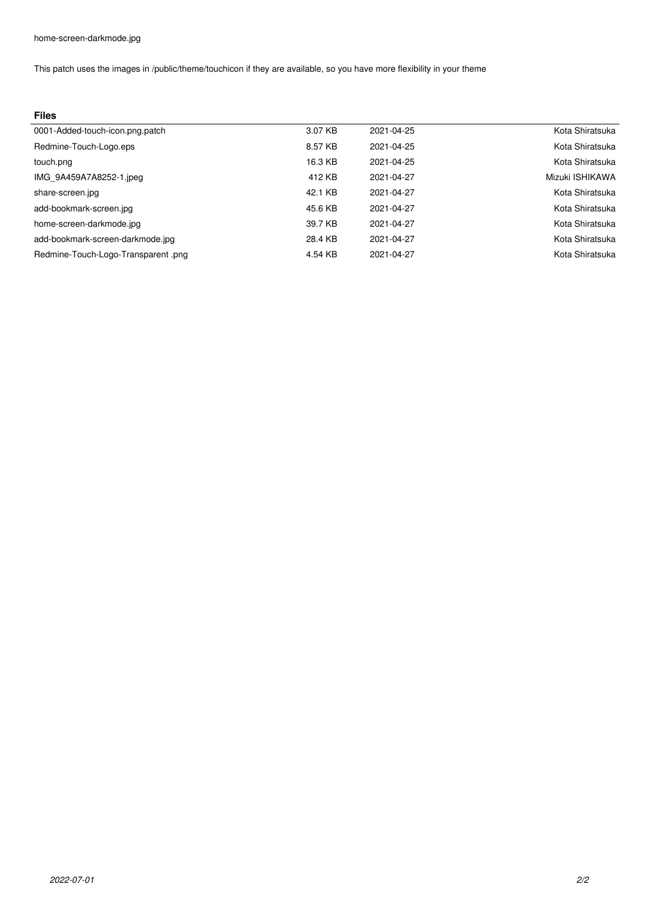home-screen-darkmode.jpg

This patch uses the images in /public/theme/touchicon if they are available, so you have more flexibility in your theme

## Files

| | | | |
|---|---|---|---|
| 0001-Added-touch-icon.png.patch | 3.07 KB | 2021-04-25 | Kota Shiratsuka |
| Redmine-Touch-Logo.eps | 8.57 KB | 2021-04-25 | Kota Shiratsuka |
| touch.png | 16.3 KB | 2021-04-25 | Kota Shiratsuka |
| IMG_9A459A7A8252-1.jpeg | 412 KB | 2021-04-27 | Mizuki ISHIKAWA |
| share-screen.jpg | 42.1 KB | 2021-04-27 | Kota Shiratsuka |
| add-bookmark-screen.jpg | 45.6 KB | 2021-04-27 | Kota Shiratsuka |
| home-screen-darkmode.jpg | 39.7 KB | 2021-04-27 | Kota Shiratsuka |
| add-bookmark-screen-darkmode.jpg | 28.4 KB | 2021-04-27 | Kota Shiratsuka |
| Redmine-Touch-Logo-Transparent .png | 4.54 KB | 2021-04-27 | Kota Shiratsuka |